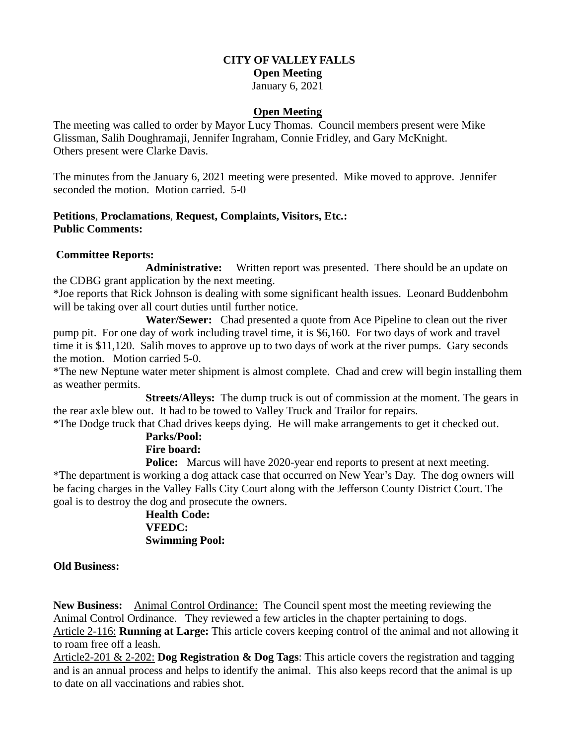**CITY OF VALLEY FALLS**
**Open Meeting**
January 6, 2021

**Open Meeting**

The meeting was called to order by Mayor Lucy Thomas. Council members present were Mike Glissman, Salih Doughramaji, Jennifer Ingraham, Connie Fridley, and Gary McKnight. Others present were Clarke Davis.

The minutes from the January 6, 2021 meeting were presented. Mike moved to approve. Jennifer seconded the motion. Motion carried. 5-0

**Petitions**, **Proclamations**, **Request, Complaints, Visitors, Etc.:**
**Public Comments:**

**Committee Reports:**

**Administrative:** Written report was presented. There should be an update on the CDBG grant application by the next meeting.
*Joe reports that Rick Johnson is dealing with some significant health issues. Leonard Buddenbohm will be taking over all court duties until further notice.

**Water/Sewer:** Chad presented a quote from Ace Pipeline to clean out the river pump pit. For one day of work including travel time, it is $6,160. For two days of work and travel time it is $11,120. Salih moves to approve up to two days of work at the river pumps. Gary seconds the motion. Motion carried 5-0.
*The new Neptune water meter shipment is almost complete. Chad and crew will begin installing them as weather permits.

**Streets/Alleys:** The dump truck is out of commission at the moment. The gears in the rear axle blew out. It had to be towed to Valley Truck and Trailor for repairs.
*The Dodge truck that Chad drives keeps dying. He will make arrangements to get it checked out.

**Parks/Pool:**

**Fire board:**

**Police:** Marcus will have 2020-year end reports to present at next meeting.
*The department is working a dog attack case that occurred on New Year's Day. The dog owners will be facing charges in the Valley Falls City Court along with the Jefferson County District Court. The goal is to destroy the dog and prosecute the owners.

**Health Code:**

**VFEDC:**

**Swimming Pool:**

**Old Business:**

**New Business:** Animal Control Ordinance: The Council spent most the meeting reviewing the Animal Control Ordinance. They reviewed a few articles in the chapter pertaining to dogs.
Article 2-116: **Running at Large:** This article covers keeping control of the animal and not allowing it to roam free off a leash.
Article2-201 & 2-202: **Dog Registration & Dog Tags**: This article covers the registration and tagging and is an annual process and helps to identify the animal. This also keeps record that the animal is up to date on all vaccinations and rabies shot.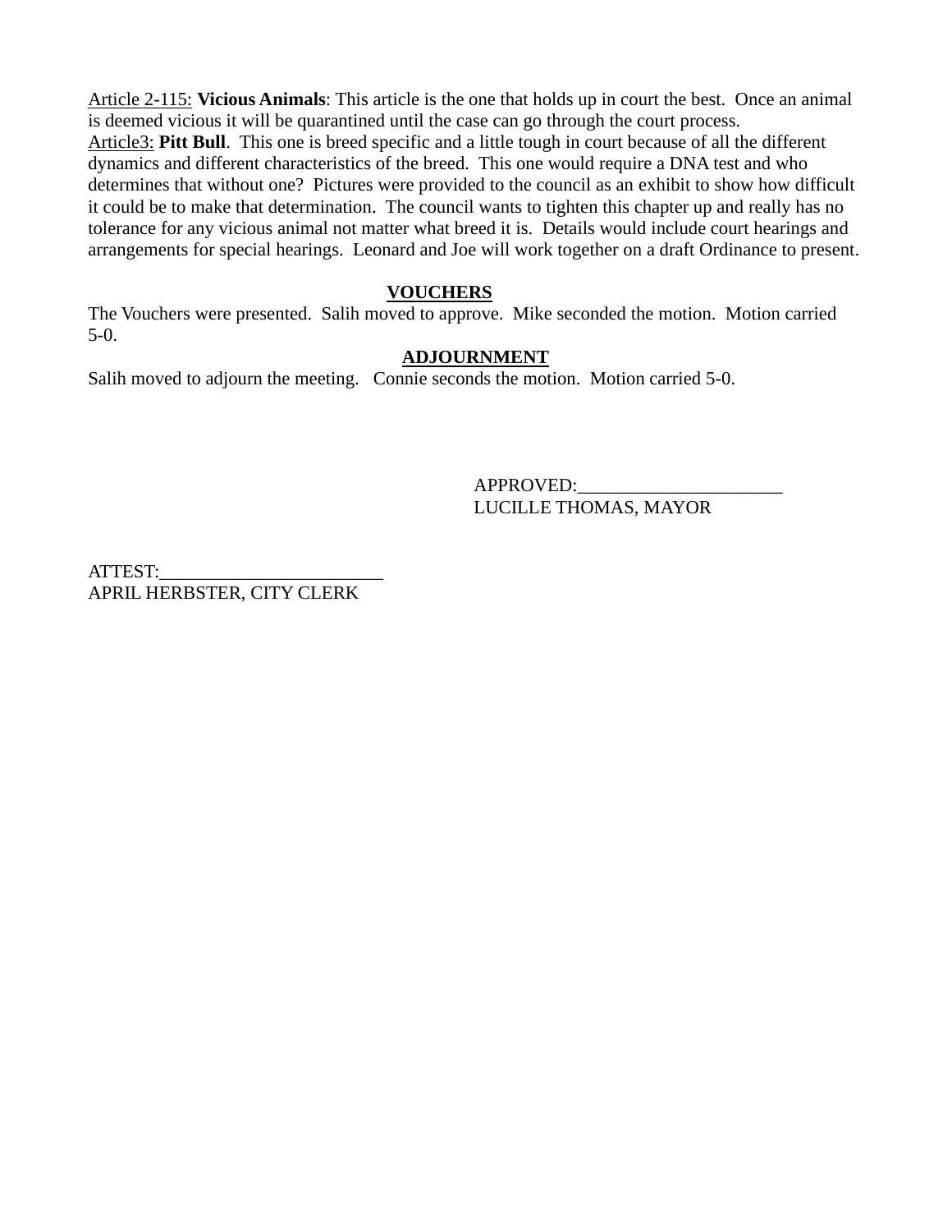Article 2-115: **Vicious Animals**: This article is the one that holds up in court the best. Once an animal is deemed vicious it will be quarantined until the case can go through the court process.
Article3: **Pitt Bull**. This one is breed specific and a little tough in court because of all the different dynamics and different characteristics of the breed. This one would require a DNA test and who determines that without one? Pictures were provided to the council as an exhibit to show how difficult it could be to make that determination. The council wants to tighten this chapter up and really has no tolerance for any vicious animal not matter what breed it is. Details would include court hearings and arrangements for special hearings. Leonard and Joe will work together on a draft Ordinance to present.

## VOUCHERS

The Vouchers were presented. Salih moved to approve. Mike seconded the motion. Motion carried 5-0.

## ADJOURNMENT

Salih moved to adjourn the meeting. Connie seconds the motion. Motion carried 5-0.

APPROVED:______________________
LUCILLE THOMAS, MAYOR

ATTEST:________________________
APRIL HERBSTER, CITY CLERK